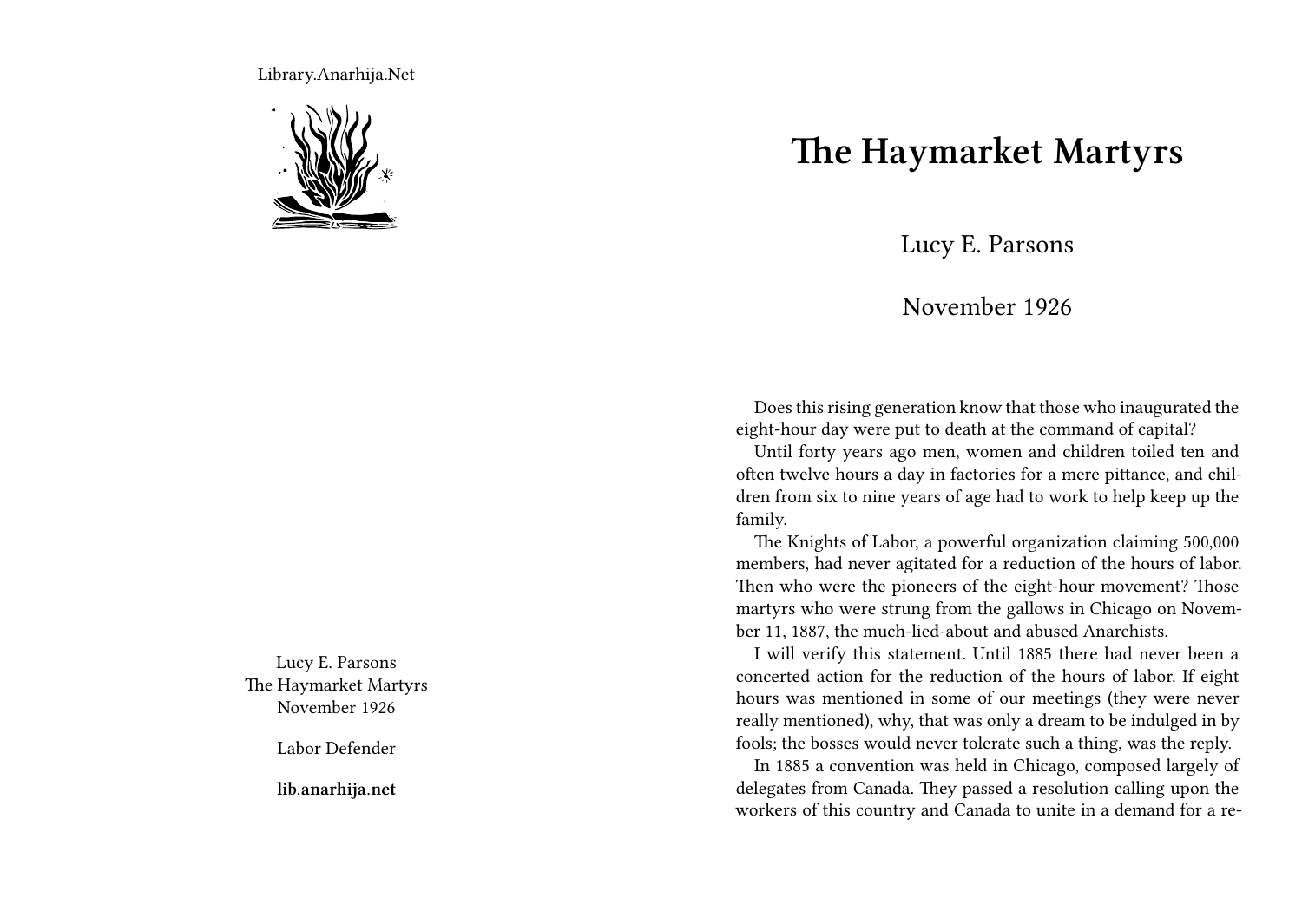Library.Anarhija.Net

Lucy E. Parsons
The Haymarket Martyrs
November 1926

Labor Defender

**lib.anarhija.net**

# The Haymarket Martyrs

Lucy E. Parsons

November 1926

Does this rising generation know that those who inaugurated the eight-hour day were put to death at the command of capital?

Until forty years ago men, women and children toiled ten and often twelve hours a day in factories for a mere pittance, and children from six to nine years of age had to work to help keep up the family.

The Knights of Labor, a powerful organization claiming 500,000 members, had never agitated for a reduction of the hours of labor. Then who were the pioneers of the eight-hour movement? Those martyrs who were strung from the gallows in Chicago on November 11, 1887, the much-lied-about and abused Anarchists.

I will verify this statement. Until 1885 there had never been a concerted action for the reduction of the hours of labor. If eight hours was mentioned in some of our meetings (they were never really mentioned), why, that was only a dream to be indulged in by fools; the bosses would never tolerate such a thing, was the reply.

In 1885 a convention was held in Chicago, composed largely of delegates from Canada. They passed a resolution calling upon the workers of this country and Canada to unite in a demand for a re-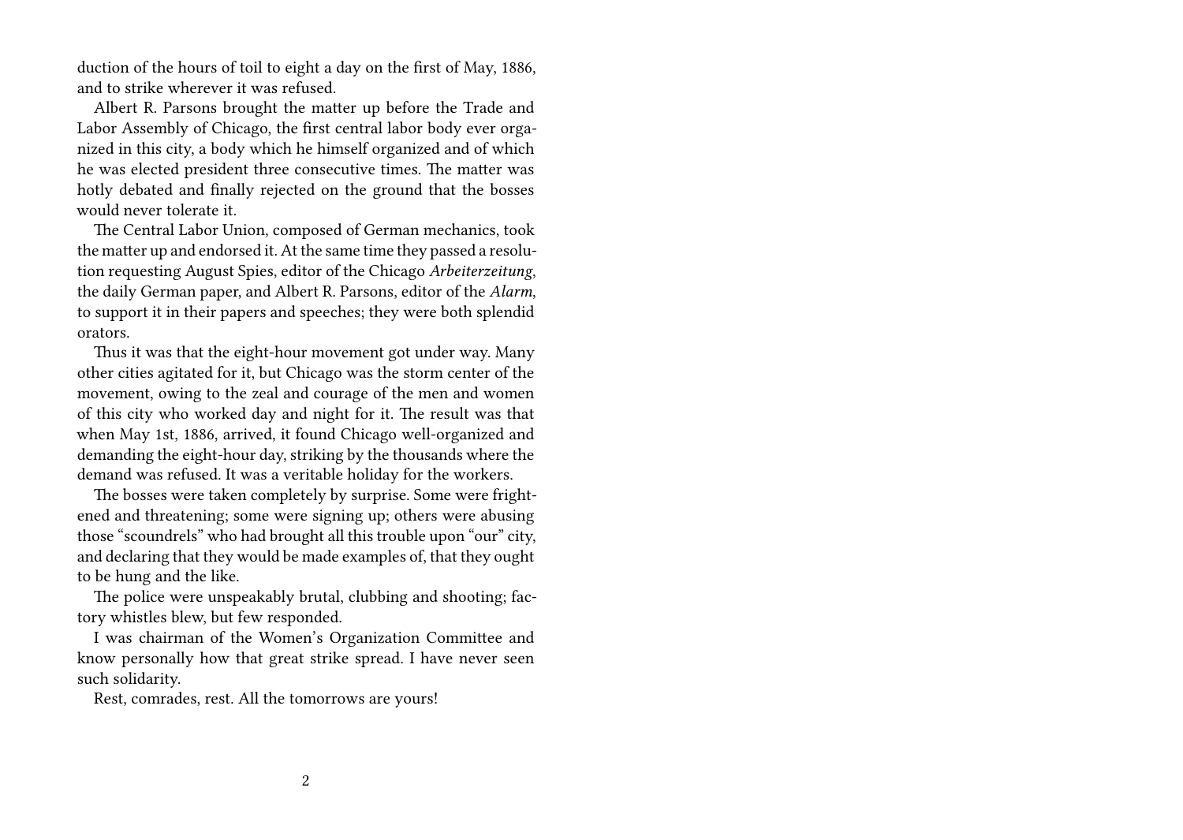duction of the hours of toil to eight a day on the first of May, 1886, and to strike wherever it was refused.

Albert R. Parsons brought the matter up before the Trade and Labor Assembly of Chicago, the first central labor body ever organized in this city, a body which he himself organized and of which he was elected president three consecutive times. The matter was hotly debated and finally rejected on the ground that the bosses would never tolerate it.

The Central Labor Union, composed of German mechanics, took the matter up and endorsed it. At the same time they passed a resolution requesting August Spies, editor of the Chicago *Arbeiterzeitung*, the daily German paper, and Albert R. Parsons, editor of the *Alarm*, to support it in their papers and speeches; they were both splendid orators.

Thus it was that the eight-hour movement got under way. Many other cities agitated for it, but Chicago was the storm center of the movement, owing to the zeal and courage of the men and women of this city who worked day and night for it. The result was that when May 1st, 1886, arrived, it found Chicago well-organized and demanding the eight-hour day, striking by the thousands where the demand was refused. It was a veritable holiday for the workers.

The bosses were taken completely by surprise. Some were frightened and threatening; some were signing up; others were abusing those "scoundrels" who had brought all this trouble upon "our" city, and declaring that they would be made examples of, that they ought to be hung and the like.

The police were unspeakably brutal, clubbing and shooting; factory whistles blew, but few responded.

I was chairman of the Women's Organization Committee and know personally how that great strike spread. I have never seen such solidarity.

Rest, comrades, rest. All the tomorrows are yours!